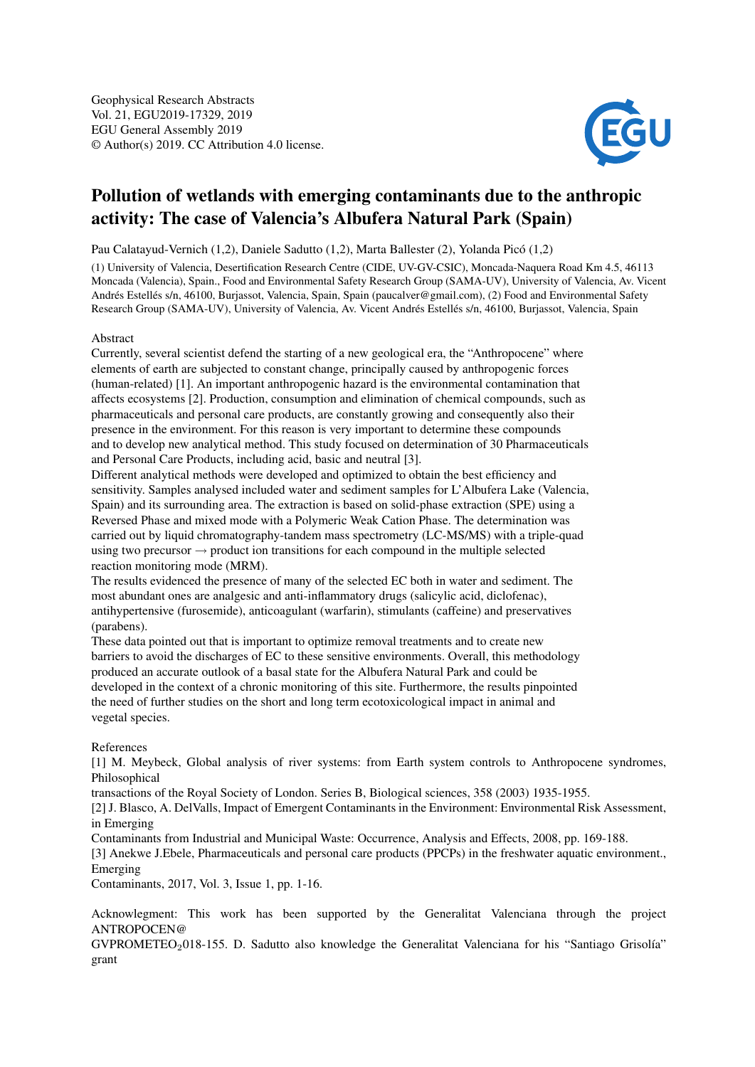Geophysical Research Abstracts
Vol. 21, EGU2019-17329, 2019
EGU General Assembly 2019
© Author(s) 2019. CC Attribution 4.0 license.

# Pollution of wetlands with emerging contaminants due to the anthropic activity: The case of Valencia's Albufera Natural Park (Spain)

Pau Calatayud-Vernich (1,2), Daniele Sadutto (1,2), Marta Ballester (2), Yolanda Picó (1,2)

(1) University of Valencia, Desertification Research Centre (CIDE, UV-GV-CSIC), Moncada-Naquera Road Km 4.5, 46113 Moncada (Valencia), Spain., Food and Environmental Safety Research Group (SAMA-UV), University of Valencia, Av. Vicent Andrés Estellés s/n, 46100, Burjassot, Valencia, Spain, Spain (paucalver@gmail.com), (2) Food and Environmental Safety Research Group (SAMA-UV), University of Valencia, Av. Vicent Andrés Estellés s/n, 46100, Burjassot, Valencia, Spain

Abstract

Currently, several scientist defend the starting of a new geological era, the "Anthropocene" where elements of earth are subjected to constant change, principally caused by anthropogenic forces (human-related) [1]. An important anthropogenic hazard is the environmental contamination that affects ecosystems [2]. Production, consumption and elimination of chemical compounds, such as pharmaceuticals and personal care products, are constantly growing and consequently also their presence in the environment. For this reason is very important to determine these compounds and to develop new analytical method. This study focused on determination of 30 Pharmaceuticals and Personal Care Products, including acid, basic and neutral [3].

Different analytical methods were developed and optimized to obtain the best efficiency and sensitivity. Samples analysed included water and sediment samples for L'Albufera Lake (Valencia, Spain) and its surrounding area. The extraction is based on solid-phase extraction (SPE) using a Reversed Phase and mixed mode with a Polymeric Weak Cation Phase. The determination was carried out by liquid chromatography-tandem mass spectrometry (LC-MS/MS) with a triple-quad using two precursor → product ion transitions for each compound in the multiple selected reaction monitoring mode (MRM).

The results evidenced the presence of many of the selected EC both in water and sediment. The most abundant ones are analgesic and anti-inflammatory drugs (salicylic acid, diclofenac), antihypertensive (furosemide), anticoagulant (warfarin), stimulants (caffeine) and preservatives (parabens).

These data pointed out that is important to optimize removal treatments and to create new barriers to avoid the discharges of EC to these sensitive environments. Overall, this methodology produced an accurate outlook of a basal state for the Albufera Natural Park and could be developed in the context of a chronic monitoring of this site. Furthermore, the results pinpointed the need of further studies on the short and long term ecotoxicological impact in animal and vegetal species.

References

[1] M. Meybeck, Global analysis of river systems: from Earth system controls to Anthropocene syndromes, Philosophical transactions of the Royal Society of London. Series B, Biological sciences, 358 (2003) 1935-1955.

[2] J. Blasco, A. DelValls, Impact of Emergent Contaminants in the Environment: Environmental Risk Assessment, in Emerging Contaminants from Industrial and Municipal Waste: Occurrence, Analysis and Effects, 2008, pp. 169-188.

[3] Anekwe J.Ebele, Pharmaceuticals and personal care products (PPCPs) in the freshwater aquatic environment., Emerging Contaminants, 2017, Vol. 3, Issue 1, pp. 1-16.

Acknowlegment: This work has been supported by the Generalitat Valenciana through the project ANTROPOCEN@ GVPROMETEO$_2$018-155. D. Sadutto also knowledge the Generalitat Valenciana for his "Santiago Grisolía" grant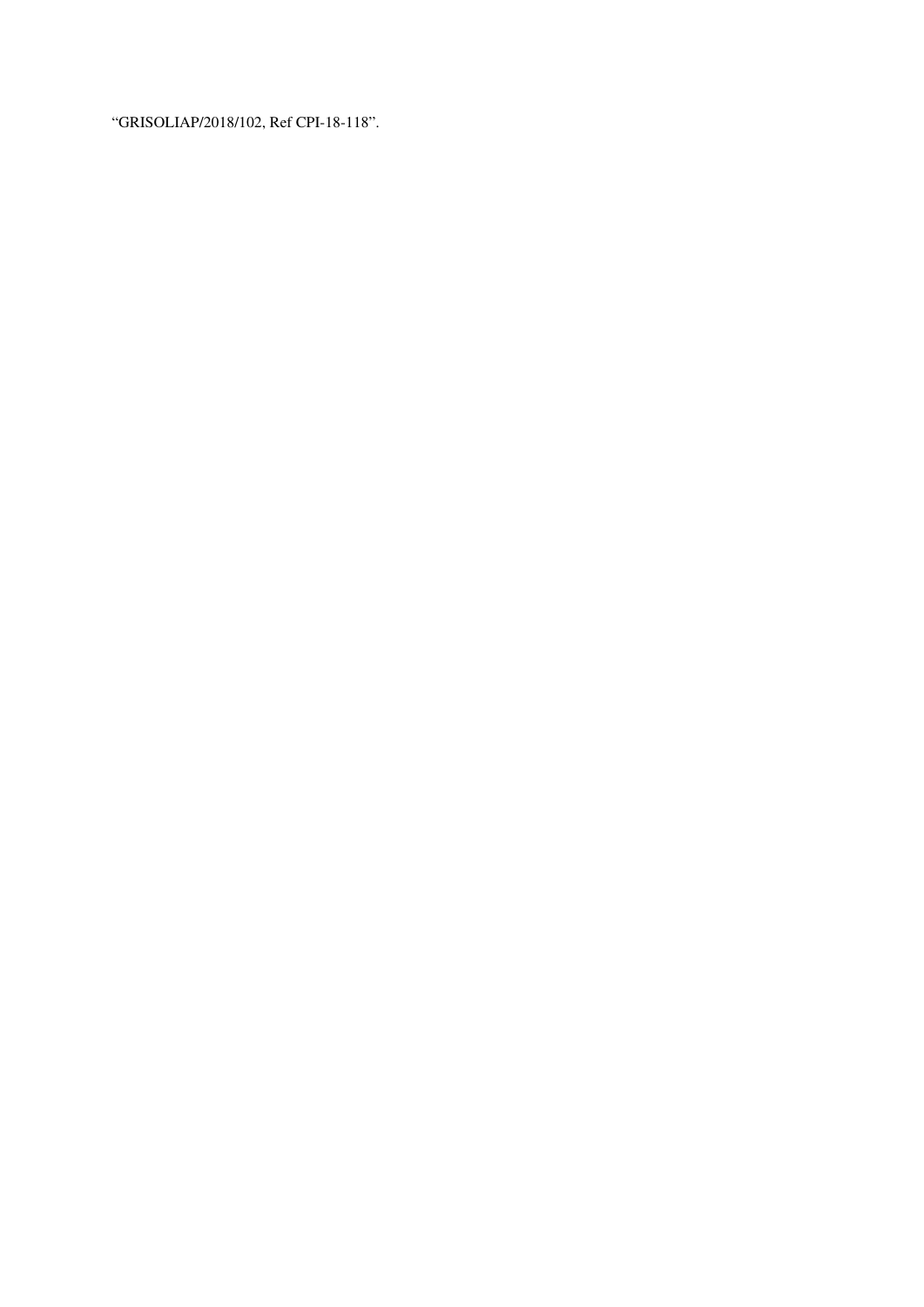"GRISOLIAP/2018/102, Ref CPI-18-118".